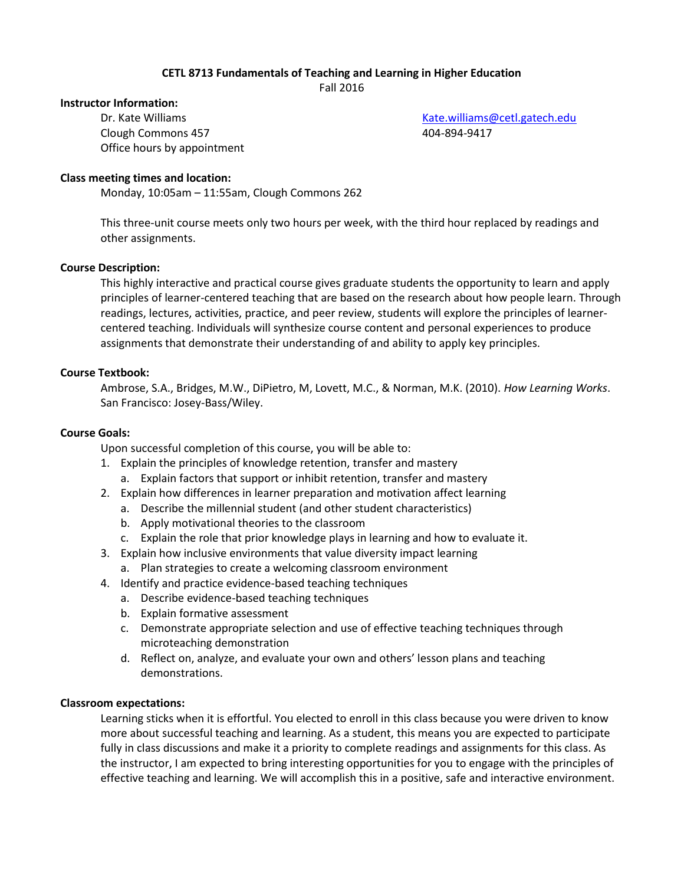# CETL 8713 Fundamentals of Teaching and Learning in Higher Education

Fall 2016

**Instructor Information:**

Dr. Kate Williams
Clough Commons 457
Office hours by appointment

Kate.williams@cetl.gatech.edu
404-894-9417

**Class meeting times and location:**

Monday, 10:05am – 11:55am, Clough Commons 262

This three-unit course meets only two hours per week, with the third hour replaced by readings and other assignments.

**Course Description:**

This highly interactive and practical course gives graduate students the opportunity to learn and apply principles of learner-centered teaching that are based on the research about how people learn. Through readings, lectures, activities, practice, and peer review, students will explore the principles of learner-centered teaching. Individuals will synthesize course content and personal experiences to produce assignments that demonstrate their understanding of and ability to apply key principles.

**Course Textbook:**

Ambrose, S.A., Bridges, M.W., DiPietro, M, Lovett, M.C., & Norman, M.K. (2010). *How Learning Works*. San Francisco: Josey-Bass/Wiley.

**Course Goals:**

Upon successful completion of this course, you will be able to:

1. Explain the principles of knowledge retention, transfer and mastery
   a. Explain factors that support or inhibit retention, transfer and mastery
2. Explain how differences in learner preparation and motivation affect learning
   a. Describe the millennial student (and other student characteristics)
   b. Apply motivational theories to the classroom
   c. Explain the role that prior knowledge plays in learning and how to evaluate it.
3. Explain how inclusive environments that value diversity impact learning
   a. Plan strategies to create a welcoming classroom environment
4. Identify and practice evidence-based teaching techniques
   a. Describe evidence-based teaching techniques
   b. Explain formative assessment
   c. Demonstrate appropriate selection and use of effective teaching techniques through microteaching demonstration
   d. Reflect on, analyze, and evaluate your own and others' lesson plans and teaching demonstrations.

**Classroom expectations:**

Learning sticks when it is effortful. You elected to enroll in this class because you were driven to know more about successful teaching and learning. As a student, this means you are expected to participate fully in class discussions and make it a priority to complete readings and assignments for this class. As the instructor, I am expected to bring interesting opportunities for you to engage with the principles of effective teaching and learning. We will accomplish this in a positive, safe and interactive environment.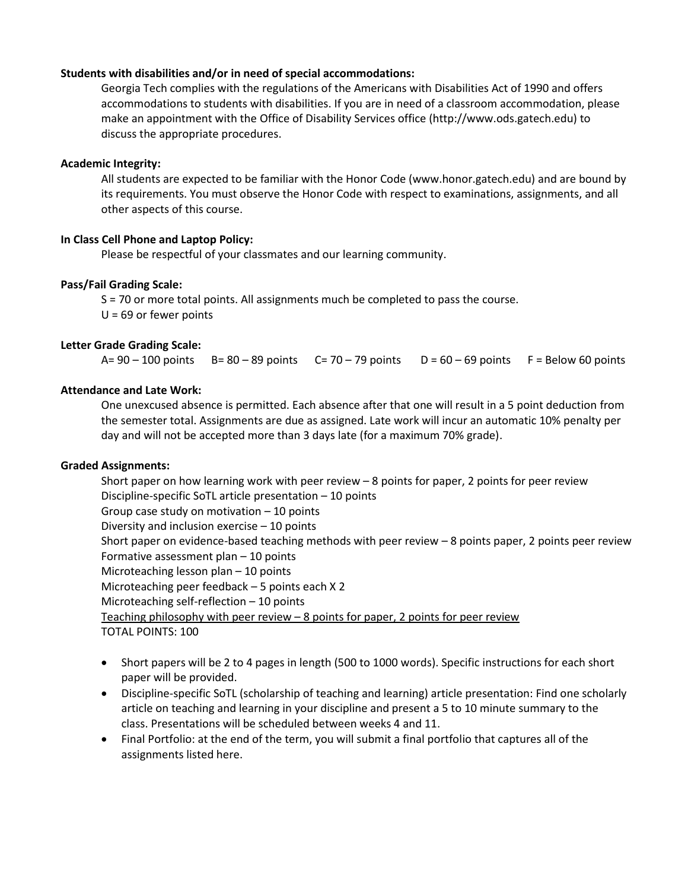**Students with disabilities and/or in need of special accommodations:**

Georgia Tech complies with the regulations of the Americans with Disabilities Act of 1990 and offers accommodations to students with disabilities. If you are in need of a classroom accommodation, please make an appointment with the Office of Disability Services office (http://www.ods.gatech.edu) to discuss the appropriate procedures.

**Academic Integrity:**

All students are expected to be familiar with the Honor Code (www.honor.gatech.edu) and are bound by its requirements. You must observe the Honor Code with respect to examinations, assignments, and all other aspects of this course.

**In Class Cell Phone and Laptop Policy:**

Please be respectful of your classmates and our learning community.

**Pass/Fail Grading Scale:**

S = 70 or more total points. All assignments much be completed to pass the course.
U = 69 or fewer points

**Letter Grade Grading Scale:**

A= 90 – 100 points B= 80 – 89 points C= 70 – 79 points D = 60 – 69 points F = Below 60 points

**Attendance and Late Work:**

One unexcused absence is permitted. Each absence after that one will result in a 5 point deduction from the semester total. Assignments are due as assigned. Late work will incur an automatic 10% penalty per day and will not be accepted more than 3 days late (for a maximum 70% grade).

**Graded Assignments:**

Short paper on how learning work with peer review – 8 points for paper, 2 points for peer review
Discipline-specific SoTL article presentation – 10 points
Group case study on motivation – 10 points
Diversity and inclusion exercise – 10 points
Short paper on evidence-based teaching methods with peer review – 8 points paper, 2 points peer review
Formative assessment plan – 10 points
Microteaching lesson plan – 10 points
Microteaching peer feedback – 5 points each X 2
Microteaching self-reflection – 10 points
<u>Teaching philosophy with peer review – 8 points for paper, 2 points for peer review</u>
TOTAL POINTS: 100

- Short papers will be 2 to 4 pages in length (500 to 1000 words). Specific instructions for each short paper will be provided.
- Discipline-specific SoTL (scholarship of teaching and learning) article presentation: Find one scholarly article on teaching and learning in your discipline and present a 5 to 10 minute summary to the class. Presentations will be scheduled between weeks 4 and 11.
- Final Portfolio: at the end of the term, you will submit a final portfolio that captures all of the assignments listed here.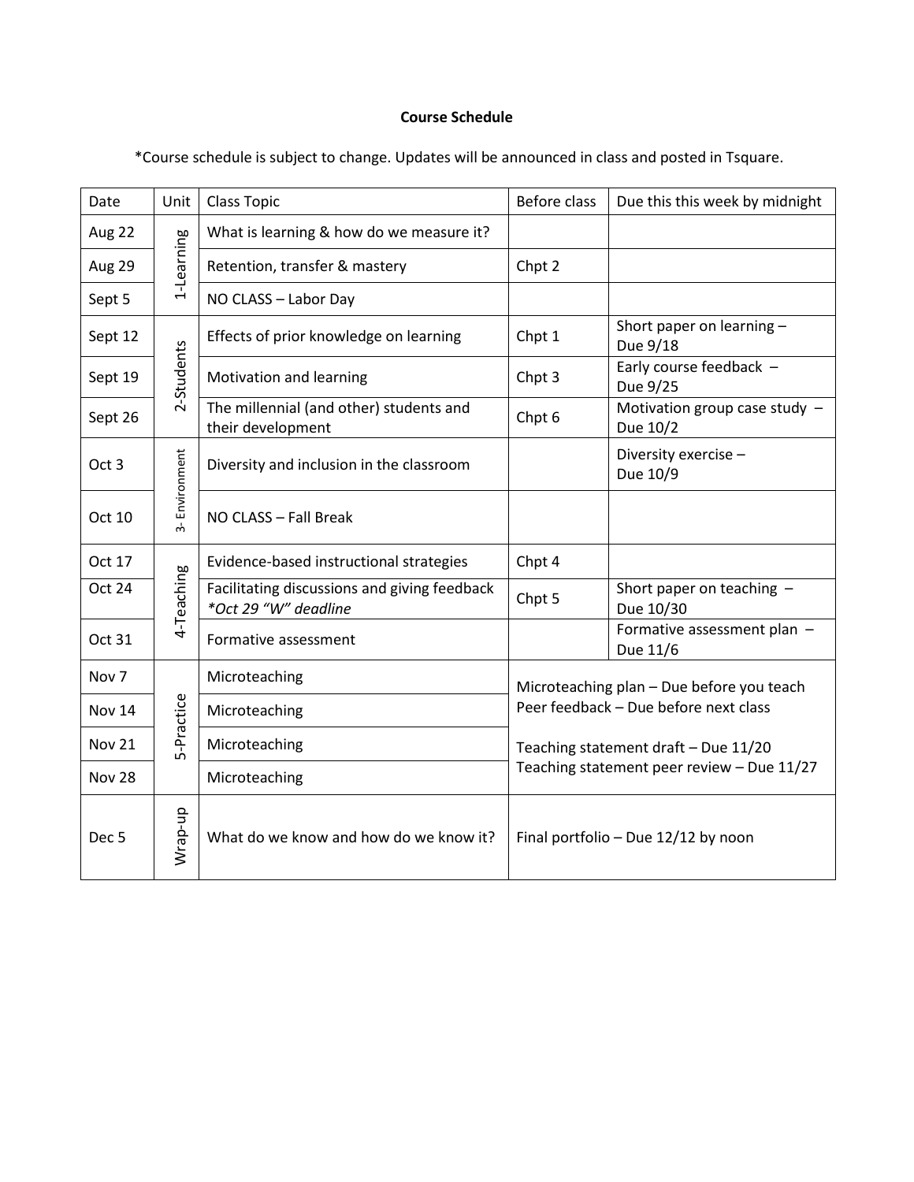**Course Schedule**

*Course schedule is subject to change. Updates will be announced in class and posted in Tsquare.

| Date | Unit | Class Topic | Before class | Due this this week by midnight |
|---|---|---|---|---|
| Aug 22 | 1-Learning | What is learning & how do we measure it? | | |
| Aug 29 | | Retention, transfer & mastery | Chpt 2 | |
| Sept 5 | | NO CLASS – Labor Day | | |
| Sept 12 | 2-Students | Effects of prior knowledge on learning | Chpt 1 | Short paper on learning – Due 9/18 |
| Sept 19 | | Motivation and learning | Chpt 3 | Early course feedback – Due 9/25 |
| Sept 26 | | The millennial (and other) students and their development | Chpt 6 | Motivation group case study – Due 10/2 |
| Oct 3 | 3- Environment | Diversity and inclusion in the classroom | | Diversity exercise – Due 10/9 |
| Oct 10 | | NO CLASS – Fall Break | | |
| Oct 17 | 4-Teaching | Evidence-based instructional strategies | Chpt 4 | |
| Oct 24 | | Facilitating discussions and giving feedback *\*Oct 29 “W” deadline* | Chpt 5 | Short paper on teaching – Due 10/30 |
| Oct 31 | | Formative assessment | | Formative assessment plan – Due 11/6 |
| Nov 7 | 5-Practice | Microteaching | Microteaching plan – Due before you teach<br>Peer feedback – Due before next class<br><br>Teaching statement draft – Due 11/20<br>Teaching statement peer review – Due 11/27 | |
| Nov 14 | | Microteaching | | |
| Nov 21 | | Microteaching | | |
| Nov 28 | | Microteaching | | |
| Dec 5 | Wrap-up | What do we know and how do we know it? | Final portfolio – Due 12/12 by noon | |